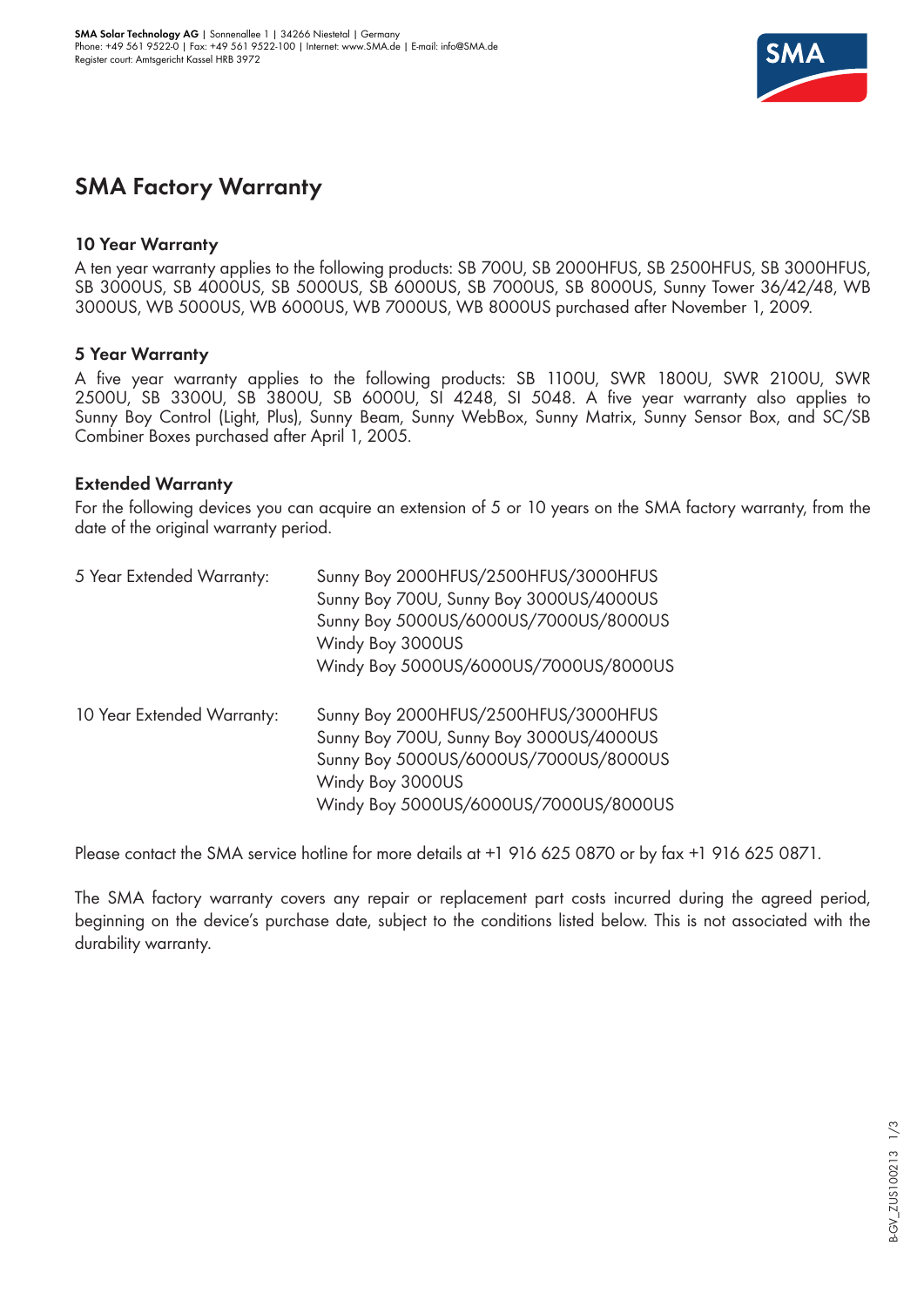**SMA Solar Technology AG** | Sonnenallee 1 | 34266 Niestetal | Germany
Phone: +49 561 9522-0 | Fax: +49 561 9522-100 | Internet: www.SMA.de | E-mail: info@SMA.de
Register court: Amtsgericht Kassel HRB 3972

# SMA Factory Warranty

### 10 Year Warranty

A ten year warranty applies to the following products: SB 700U, SB 2000HFUS, SB 2500HFUS, SB 3000HFUS, SB 3000US, SB 4000US, SB 5000US, SB 6000US, SB 7000US, SB 8000US, Sunny Tower 36/42/48, WB 3000US, WB 5000US, WB 6000US, WB 7000US, WB 8000US purchased after November 1, 2009.

### 5 Year Warranty

A five year warranty applies to the following products: SB 1100U, SWR 1800U, SWR 2100U, SWR 2500U, SB 3300U, SB 3800U, SB 6000U, SI 4248, SI 5048. A five year warranty also applies to Sunny Boy Control (Light, Plus), Sunny Beam, Sunny WebBox, Sunny Matrix, Sunny Sensor Box, and SC/SB Combiner Boxes purchased after April 1, 2005.

### Extended Warranty

For the following devices you can acquire an extension of 5 or 10 years on the SMA factory warranty, from the date of the original warranty period.

5 Year Extended Warranty:
- Sunny Boy 2000HFUS/2500HFUS/3000HFUS
- Sunny Boy 700U, Sunny Boy 3000US/4000US
- Sunny Boy 5000US/6000US/7000US/8000US
- Windy Boy 3000US
- Windy Boy 5000US/6000US/7000US/8000US

10 Year Extended Warranty:
- Sunny Boy 2000HFUS/2500HFUS/3000HFUS
- Sunny Boy 700U, Sunny Boy 3000US/4000US
- Sunny Boy 5000US/6000US/7000US/8000US
- Windy Boy 3000US
- Windy Boy 5000US/6000US/7000US/8000US

Please contact the SMA service hotline for more details at +1 916 625 0870 or by fax +1 916 625 0871.

The SMA factory warranty covers any repair or replacement part costs incurred during the agreed period, beginning on the device's purchase date, subject to the conditions listed below. This is not associated with the durability warranty.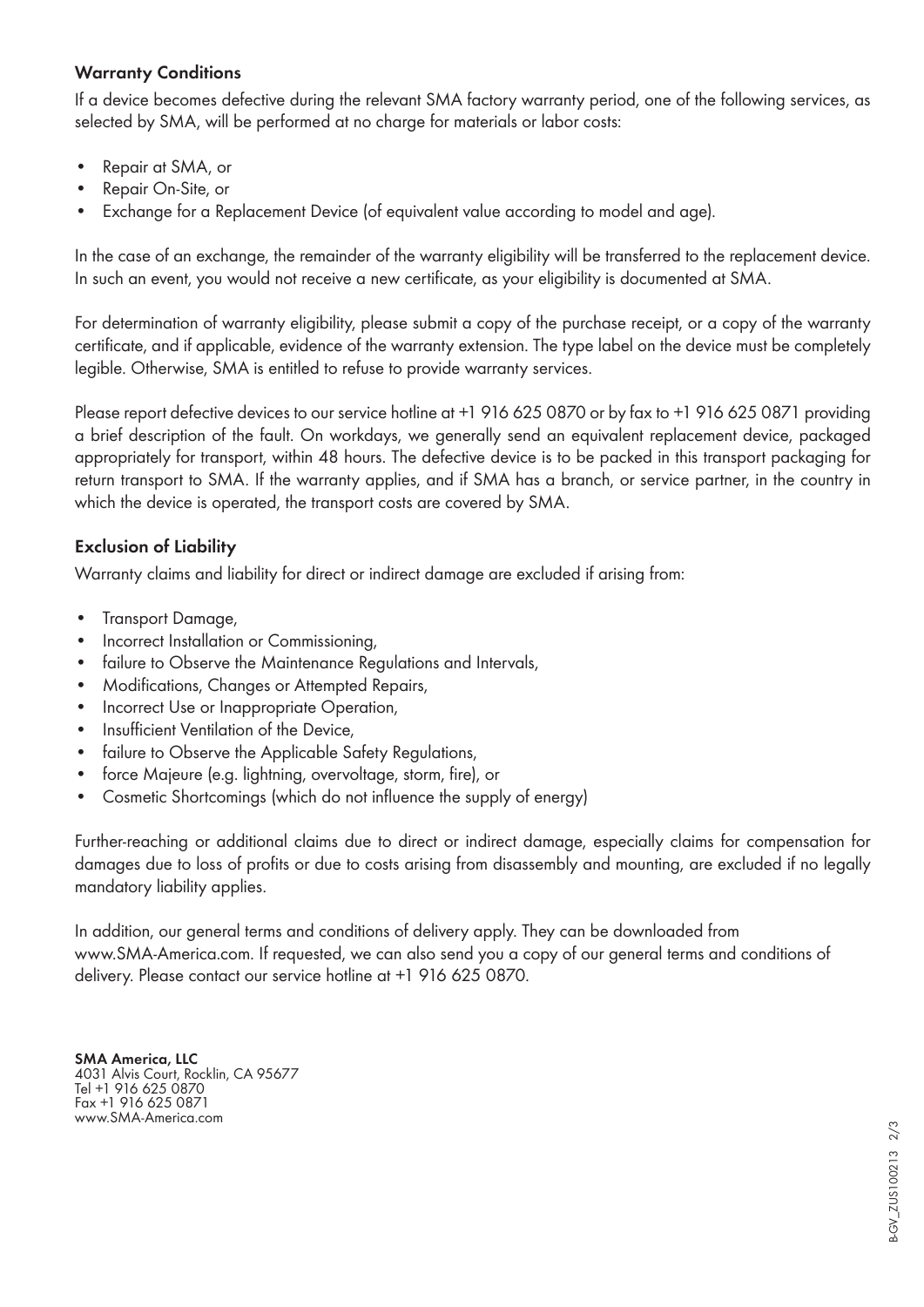## Warranty Conditions

If a device becomes defective during the relevant SMA factory warranty period, one of the following services, as selected by SMA, will be performed at no charge for materials or labor costs:

- Repair at SMA, or
- Repair On-Site, or
- Exchange for a Replacement Device (of equivalent value according to model and age).

In the case of an exchange, the remainder of the warranty eligibility will be transferred to the replacement device. In such an event, you would not receive a new certificate, as your eligibility is documented at SMA.

For determination of warranty eligibility, please submit a copy of the purchase receipt, or a copy of the warranty certificate, and if applicable, evidence of the warranty extension. The type label on the device must be completely legible. Otherwise, SMA is entitled to refuse to provide warranty services.

Please report defective devices to our service hotline at +1 916 625 0870 or by fax to +1 916 625 0871 providing a brief description of the fault. On workdays, we generally send an equivalent replacement device, packaged appropriately for transport, within 48 hours. The defective device is to be packed in this transport packaging for return transport to SMA. If the warranty applies, and if SMA has a branch, or service partner, in the country in which the device is operated, the transport costs are covered by SMA.

## Exclusion of Liability

Warranty claims and liability for direct or indirect damage are excluded if arising from:

- Transport Damage,
- Incorrect Installation or Commissioning,
- failure to Observe the Maintenance Regulations and Intervals,
- Modifications, Changes or Attempted Repairs,
- Incorrect Use or Inappropriate Operation,
- Insufficient Ventilation of the Device,
- failure to Observe the Applicable Safety Regulations,
- force Majeure (e.g. lightning, overvoltage, storm, fire), or
- Cosmetic Shortcomings (which do not influence the supply of energy)

Further-reaching or additional claims due to direct or indirect damage, especially claims for compensation for damages due to loss of profits or due to costs arising from disassembly and mounting, are excluded if no legally mandatory liability applies.

In addition, our general terms and conditions of delivery apply. They can be downloaded from www.SMA-America.com. If requested, we can also send you a copy of our general terms and conditions of delivery. Please contact our service hotline at +1 916 625 0870.

**SMA America, LLC**
4031 Alvis Court, Rocklin, CA 95677
Tel +1 916 625 0870
Fax +1 916 625 0871
www.SMA-America.com

B-GV_ZUS100213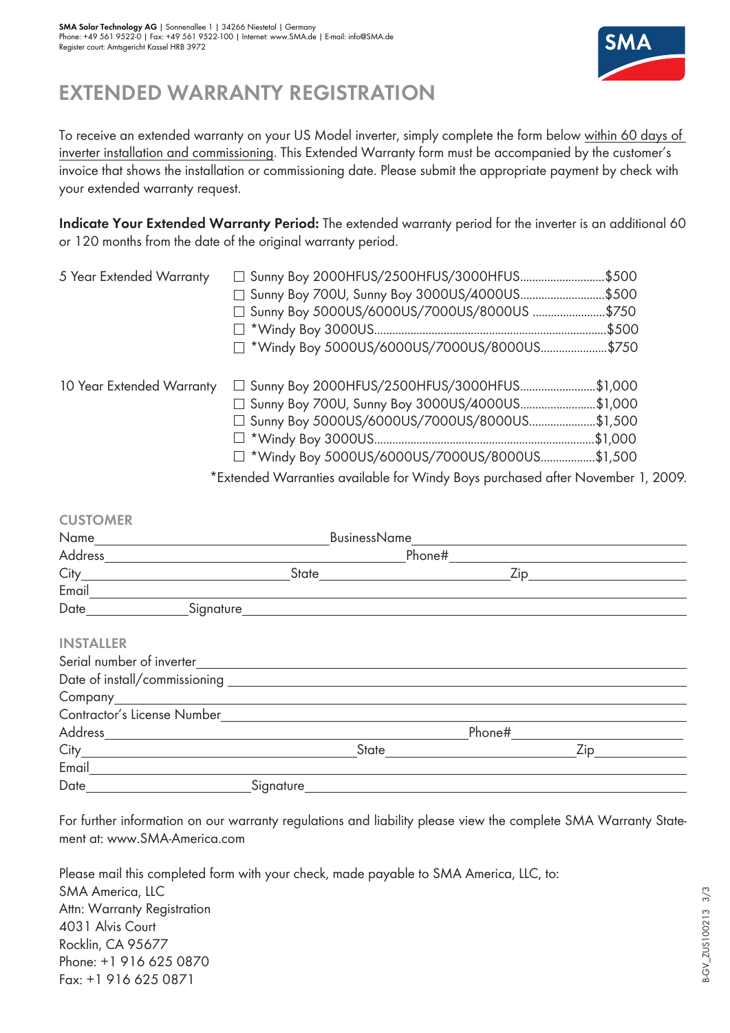**SMA Solar Technology AG** | Sonnenallee 1 | 34266 Niestetal | Germany
Phone: +49 561 9522-0 | Fax: +49 561 9522-100 | Internet: www.SMA.de | E-mail: info@SMA.de
Register court: Amtsgericht Kassel HRB 3972

# EXTENDED WARRANTY REGISTRATION

To receive an extended warranty on your US Model inverter, simply complete the form below within 60 days of inverter installation and commissioning. This Extended Warranty form must be accompanied by the customer's invoice that shows the installation or commissioning date. Please submit the appropriate payment by check with your extended warranty request.

**Indicate Your Extended Warranty Period:** The extended warranty period for the inverter is an additional 60 or 120 months from the date of the original warranty period.

5 Year Extended Warranty

- ☐ Sunny Boy 2000HFUS/2500HFUS/3000HFUS............................$500
- ☐ Sunny Boy 700U, Sunny Boy 3000US/4000US............................$500
- ☐ Sunny Boy 5000US/6000US/7000US/8000US ........................$750
- ☐ *Windy Boy 3000US............................................................................$500
- ☐ *Windy Boy 5000US/6000US/7000US/8000US......................$750

10 Year Extended Warranty

- ☐ Sunny Boy 2000HFUS/2500HFUS/3000HFUS.........................$1,000
- ☐ Sunny Boy 700U, Sunny Boy 3000US/4000US.........................$1,000
- ☐ Sunny Boy 5000US/6000US/7000US/8000US......................$1,500
- ☐ *Windy Boy 3000US.......................................................................$1,000
- ☐ *Windy Boy 5000US/6000US/7000US/8000US..................$1,500

*Extended Warranties available for Windy Boys purchased after November 1, 2009.

## CUSTOMER

Name\_\_\_\_\_\_\_\_\_\_\_\_\_\_\_\_\_\_\_\_ BusinessName\_\_\_\_\_\_\_\_\_\_\_\_\_\_\_\_\_\_\_\_

Address\_\_\_\_\_\_\_\_\_\_\_\_\_\_\_\_\_\_\_\_ Phone#\_\_\_\_\_\_\_\_\_\_\_\_\_\_\_\_\_\_\_\_

City\_\_\_\_\_\_\_\_\_\_\_\_\_\_\_\_ State\_\_\_\_\_\_\_\_\_\_\_\_\_\_\_\_ Zip\_\_\_\_\_\_\_\_\_\_\_\_\_\_\_\_

Email\_\_\_\_\_\_\_\_\_\_\_\_\_\_\_\_\_\_\_\_\_\_\_\_\_\_\_\_\_\_\_\_\_\_\_\_\_\_\_\_

Date\_\_\_\_\_\_\_\_\_\_\_\_ Signature\_\_\_\_\_\_\_\_\_\_\_\_\_\_\_\_\_\_\_\_\_\_\_\_\_\_\_\_\_\_

## INSTALLER

Serial number of inverter\_\_\_\_\_\_\_\_\_\_\_\_\_\_\_\_\_\_\_\_\_\_\_\_\_\_\_\_\_\_

Date of install/commissioning \_\_\_\_\_\_\_\_\_\_\_\_\_\_\_\_\_\_\_\_\_\_\_\_\_\_\_\_\_\_

Company\_\_\_\_\_\_\_\_\_\_\_\_\_\_\_\_\_\_\_\_\_\_\_\_\_\_\_\_\_\_\_\_\_\_\_\_\_\_\_\_

Contractor's License Number\_\_\_\_\_\_\_\_\_\_\_\_\_\_\_\_\_\_\_\_\_\_\_\_\_\_\_\_\_\_

Address\_\_\_\_\_\_\_\_\_\_\_\_\_\_\_\_\_\_\_\_ Phone#\_\_\_\_\_\_\_\_\_\_\_\_\_\_\_\_\_\_\_\_

City\_\_\_\_\_\_\_\_\_\_\_\_\_\_\_\_ State\_\_\_\_\_\_\_\_\_\_\_\_\_\_\_\_ Zip\_\_\_\_\_\_\_\_\_\_\_\_\_\_\_\_

Email\_\_\_\_\_\_\_\_\_\_\_\_\_\_\_\_\_\_\_\_\_\_\_\_\_\_\_\_\_\_\_\_\_\_\_\_\_\_\_\_

Date\_\_\_\_\_\_\_\_\_\_\_\_ Signature\_\_\_\_\_\_\_\_\_\_\_\_\_\_\_\_\_\_\_\_\_\_\_\_\_\_\_\_\_\_

For further information on our warranty regulations and liability please view the complete SMA Warranty Statement at: www.SMA-America.com

Please mail this completed form with your check, made payable to SMA America, LLC, to:
SMA America, LLC
Attn: Warranty Registration
4031 Alvis Court
Rocklin, CA 95677
Phone: +1 916 625 0870
Fax: +1 916 625 0871

B-GV_ZUS100213